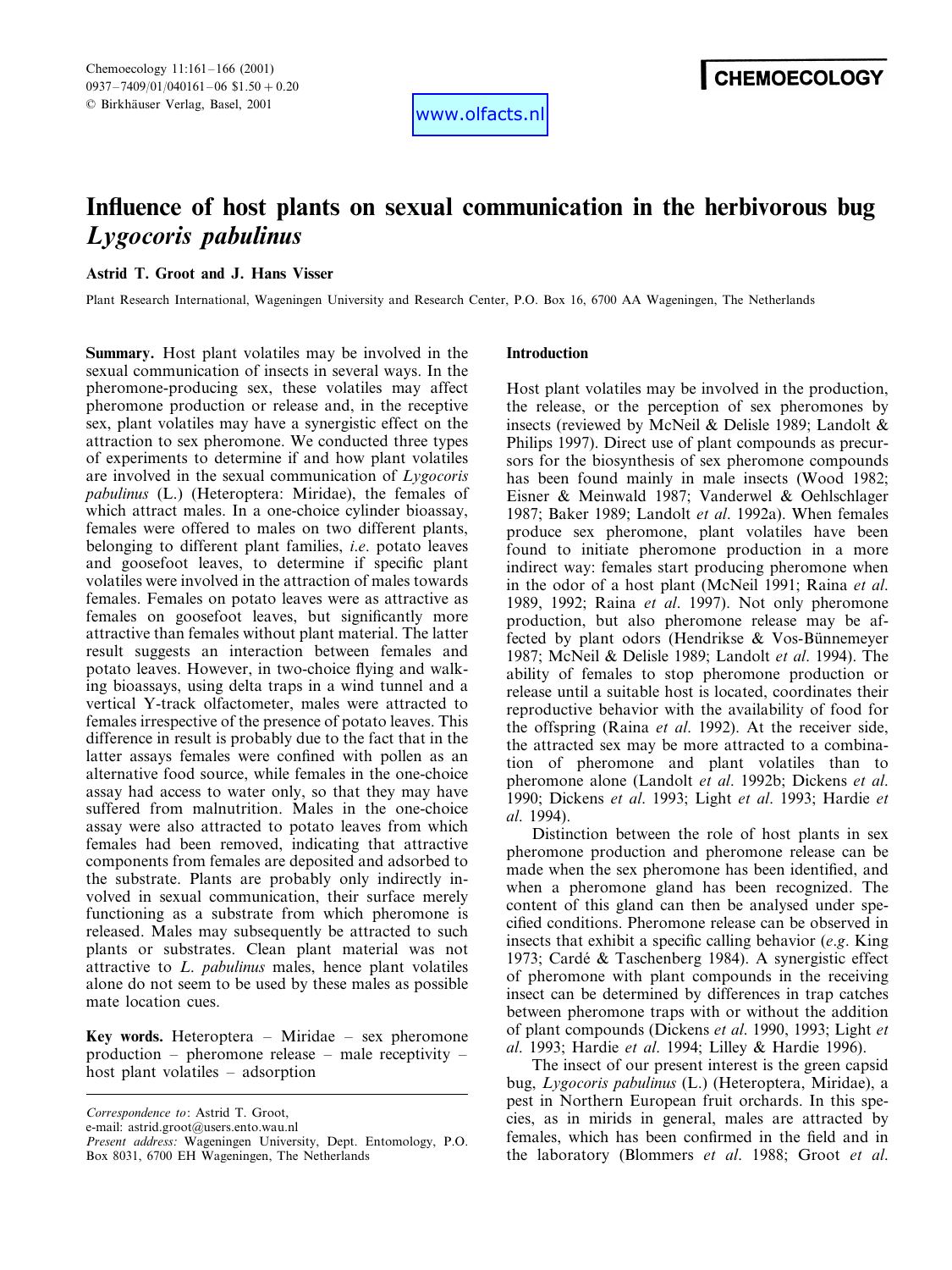www.olfacts.nl

# Influence of host plants on sexual communication in the herbivorous bug *Lygocoris pabulinus*

**Astrid T. Groot and J. Hans Visser**

Plant Research International, Wageningen University and Research Center, P.O. Box 16, 6700 AA Wageningen, The Netherlands

**Summary.** Host plant volatiles may be involved in the sexual communication of insects in several ways. In the pheromone-producing sex, these volatiles may affect pheromone production or release and, in the receptive sex, plant volatiles may have a synergistic effect on the attraction to sex pheromone. We conducted three types of experiments to determine if and how plant volatiles are involved in the sexual communication of *Lygocoris pabulinus* (L.) (Heteroptera: Miridae), the females of which attract males. In a one-choice cylinder bioassay, females were offered to males on two different plants, belonging to different plant families, *i.e.* potato leaves and goosefoot leaves, to determine if specific plant volatiles were involved in the attraction of males towards females. Females on potato leaves were as attractive as females on goosefoot leaves, but significantly more attractive than females without plant material. The latter result suggests an interaction between females and potato leaves. However, in two-choice flying and walking bioassays, using delta traps in a wind tunnel and a vertical Y-track olfactometer, males were attracted to females irrespective of the presence of potato leaves. This difference in result is probably due to the fact that in the latter assays females were confined with pollen as an alternative food source, while females in the one-choice assay had access to water only, so that they may have suffered from malnutrition. Males in the one-choice assay were also attracted to potato leaves from which females had been removed, indicating that attractive components from females are deposited and adsorbed to the substrate. Plants are probably only indirectly involved in sexual communication, their surface merely functioning as a substrate from which pheromone is released. Males may subsequently be attracted to such plants or substrates. Clean plant material was not attractive to *L. pabulinus* males, hence plant volatiles alone do not seem to be used by these males as possible mate location cues.

**Key words.** Heteroptera – Miridae – sex pheromone production – pheromone release – male receptivity – host plant volatiles – adsorption

*Correspondence to*: Astrid T. Groot,
e-mail: astrid.groot@users.ento.wau.nl
*Present address:* Wageningen University, Dept. Entomology, P.O. Box 8031, 6700 EH Wageningen, The Netherlands

## Introduction

Host plant volatiles may be involved in the production, the release, or the perception of sex pheromones by insects (reviewed by McNeil & Delisle 1989; Landolt & Philips 1997). Direct use of plant compounds as precursors for the biosynthesis of sex pheromone compounds has been found mainly in male insects (Wood 1982; Eisner & Meinwald 1987; Vanderwel & Oehlschlager 1987; Baker 1989; Landolt *et al*. 1992a). When females produce sex pheromone, plant volatiles have been found to initiate pheromone production in a more indirect way: females start producing pheromone when in the odor of a host plant (McNeil 1991; Raina *et al*. 1989, 1992; Raina *et al*. 1997). Not only pheromone production, but also pheromone release may be affected by plant odors (Hendrikse & Vos-Bünnemeyer 1987; McNeil & Delisle 1989; Landolt *et al*. 1994). The ability of females to stop pheromone production or release until a suitable host is located, coordinates their reproductive behavior with the availability of food for the offspring (Raina *et al*. 1992). At the receiver side, the attracted sex may be more attracted to a combination of pheromone and plant volatiles than to pheromone alone (Landolt *et al*. 1992b; Dickens *et al*. 1990; Dickens *et al*. 1993; Light *et al*. 1993; Hardie *et al*. 1994).

Distinction between the role of host plants in sex pheromone production and pheromone release can be made when the sex pheromone has been identified, and when a pheromone gland has been recognized. The content of this gland can then be analysed under specified conditions. Pheromone release can be observed in insects that exhibit a specific calling behavior (*e.g*. King 1973; Cardé & Taschenberg 1984). A synergistic effect of pheromone with plant compounds in the receiving insect can be determined by differences in trap catches between pheromone traps with or without the addition of plant compounds (Dickens *et al*. 1990, 1993; Light *et al*. 1993; Hardie *et al*. 1994; Lilley & Hardie 1996).

The insect of our present interest is the green capsid bug, *Lygocoris pabulinus* (L.) (Heteroptera, Miridae), a pest in Northern European fruit orchards. In this species, as in mirids in general, males are attracted by females, which has been confirmed in the field and in the laboratory (Blommers *et al*. 1988; Groot *et al*.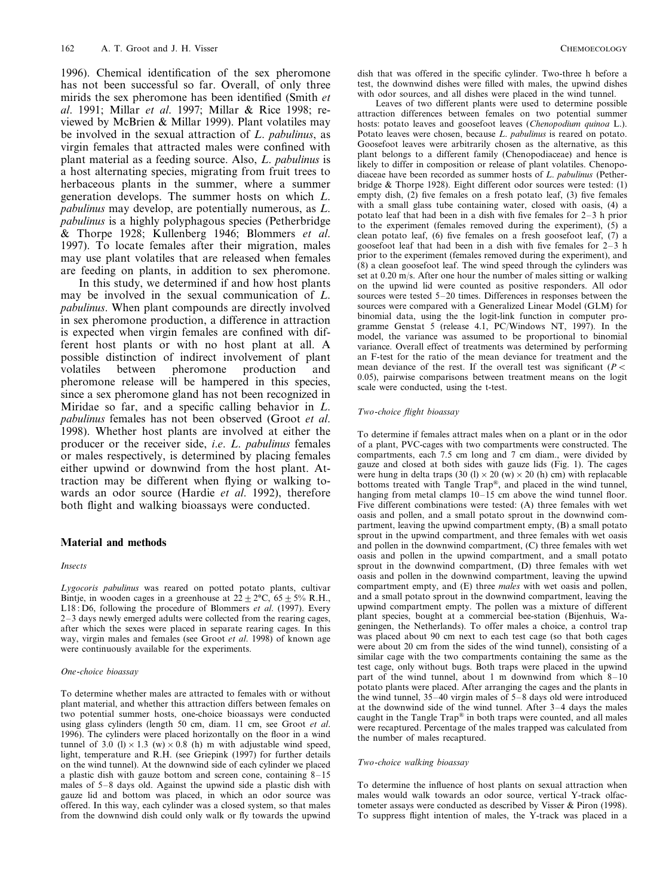1996). Chemical identification of the sex pheromone has not been successful so far. Overall, of only three mirids the sex pheromone has been identified (Smith *et al*. 1991; Millar *et al*. 1997; Millar & Rice 1998; reviewed by McBrien & Millar 1999). Plant volatiles may be involved in the sexual attraction of *L. pabulinus*, as virgin females that attracted males were confined with plant material as a feeding source. Also, *L. pabulinus* is a host alternating species, migrating from fruit trees to herbaceous plants in the summer, where a summer generation develops. The summer hosts on which *L. pabulinus* may develop, are potentially numerous, as *L. pabulinus* is a highly polyphagous species (Petherbridge & Thorpe 1928; Kullenberg 1946; Blommers *et al*. 1997). To locate females after their migration, males may use plant volatiles that are released when females are feeding on plants, in addition to sex pheromone.

In this study, we determined if and how host plants may be involved in the sexual communication of *L. pabulinus*. When plant compounds are directly involved in sex pheromone production, a difference in attraction is expected when virgin females are confined with different host plants or with no host plant at all. A possible distinction of indirect involvement of plant volatiles between pheromone production and pheromone release will be hampered in this species, since a sex pheromone gland has not been recognized in Miridae so far, and a specific calling behavior in *L. pabulinus* females has not been observed (Groot *et al*. 1998). Whether host plants are involved at either the producer or the receiver side, *i.e*. *L. pabulinus* females or males respectively, is determined by placing females either upwind or downwind from the host plant. Attraction may be different when flying or walking towards an odor source (Hardie *et al*. 1992), therefore both flight and walking bioassays were conducted.

## Material and methods

### *Insects*

*Lygocoris pabulinus* was reared on potted potato plants, cultivar Bintje, in wooden cages in a greenhouse at $22 \pm 2$°C, $65 \pm 5$% R.H., L18 : D6, following the procedure of Blommers *et al*. (1997). Every 2–3 days newly emerged adults were collected from the rearing cages, after which the sexes were placed in separate rearing cages. In this way, virgin males and females (see Groot *et al*. 1998) of known age were continuously available for the experiments.

### *One-choice bioassay*

To determine whether males are attracted to females with or without plant material, and whether this attraction differs between females on two potential summer hosts, one-choice bioassays were conducted using glass cylinders (length 50 cm, diam. 11 cm, see Groot *et al*. 1996). The cylinders were placed horizontally on the floor in a wind tunnel of 3.0 (l) × 1.3 (w) × 0.8 (h) m with adjustable wind speed, light, temperature and R.H. (see Griepink (1997) for further details on the wind tunnel). At the downwind side of each cylinder we placed a plastic dish with gauze bottom and screen cone, containing 8–15 males of 5–8 days old. Against the upwind side a plastic dish with gauze lid and bottom was placed, in which an odor source was offered. In this way, each cylinder was a closed system, so that males from the downwind dish could only walk or fly towards the upwind dish that was offered in the specific cylinder. Two-three h before a test, the downwind dishes were filled with males, the upwind dishes with odor sources, and all dishes were placed in the wind tunnel.

Leaves of two different plants were used to determine possible attraction differences between females on two potential summer hosts: potato leaves and goosefoot leaves (*Chenopodium quinoa* L.). Potato leaves were chosen, because *L. pabulinus* is reared on potato. Goosefoot leaves were arbitrarily chosen as the alternative, as this plant belongs to a different family (Chenopodiaceae) and hence is likely to differ in composition or release of plant volatiles. Chenopodiaceae have been recorded as summer hosts of *L. pabulinus* (Petherbridge & Thorpe 1928). Eight different odor sources were tested: (1) empty dish, (2) five females on a fresh potato leaf, (3) five females with a small glass tube containing water, closed with oasis, (4) a potato leaf that had been in a dish with five females for 2–3 h prior to the experiment (females removed during the experiment), (5) a clean potato leaf, (6) five females on a fresh goosefoot leaf, (7) a goosefoot leaf that had been in a dish with five females for 2–3 h prior to the experiment (females removed during the experiment), and (8) a clean goosefoot leaf. The wind speed through the cylinders was set at 0.20 m/s. After one hour the number of males sitting or walking on the upwind lid were counted as positive responders. All odor sources were tested 5–20 times. Differences in responses between the sources were compared with a Generalized Linear Model (GLM) for binomial data, using the the logit-link function in computer programme Genstat 5 (release 4.1, PC/Windows NT, 1997). In the model, the variance was assumed to be proportional to binomial variance. Overall effect of treatments was determined by performing an F-test for the ratio of the mean deviance for treatment and the mean deviance of the rest. If the overall test was significant ($P < 0.05$), pairwise comparisons between treatment means on the logit scale were conducted, using the t-test.

### *Two-choice flight bioassay*

To determine if females attract males when on a plant or in the odor of a plant, PVC-cages with two compartments were constructed. The compartments, each 7.5 cm long and 7 cm diam., were divided by gauze and closed at both sides with gauze lids (Fig. 1). The cages were hung in delta traps (30 (l) × 20 (w) × 20 (h) cm) with replacable bottoms treated with Tangle Trap®, and placed in the wind tunnel, hanging from metal clamps 10–15 cm above the wind tunnel floor. Five different combinations were tested: (A) three females with wet oasis and pollen, and a small potato sprout in the downwind compartment, leaving the upwind compartment empty, (B) a small potato sprout in the upwind compartment, and three females with wet oasis and pollen in the downwind compartment, (C) three females with wet oasis and pollen in the upwind compartment, and a small potato sprout in the downwind compartment, (D) three females with wet oasis and pollen in the downwind compartment, leaving the upwind compartment empty, and (E) three *males* with wet oasis and pollen, and a small potato sprout in the downwind compartment, leaving the upwind compartment empty. The pollen was a mixture of different plant species, bought at a commercial bee-station (Bijenhuis, Wageningen, the Netherlands). To offer males a choice, a control trap was placed about 90 cm next to each test cage (so that both cages were about 20 cm from the sides of the wind tunnel), consisting of a similar cage with the two compartments containing the same as the test cage, only without bugs. Both traps were placed in the upwind part of the wind tunnel, about 1 m downwind from which 8–10 potato plants were placed. After arranging the cages and the plants in the wind tunnel, 35–40 virgin males of 5–8 days old were introduced at the downwind side of the wind tunnel. After 3–4 days the males caught in the Tangle Trap® in both traps were counted, and all males were recaptured. Percentage of the males trapped was calculated from the number of males recaptured.

### *Two-choice walking bioassay*

To determine the influence of host plants on sexual attraction when males would walk towards an odor source, vertical Y-track olfactometer assays were conducted as described by Visser & Piron (1998). To suppress flight intention of males, the Y-track was placed in a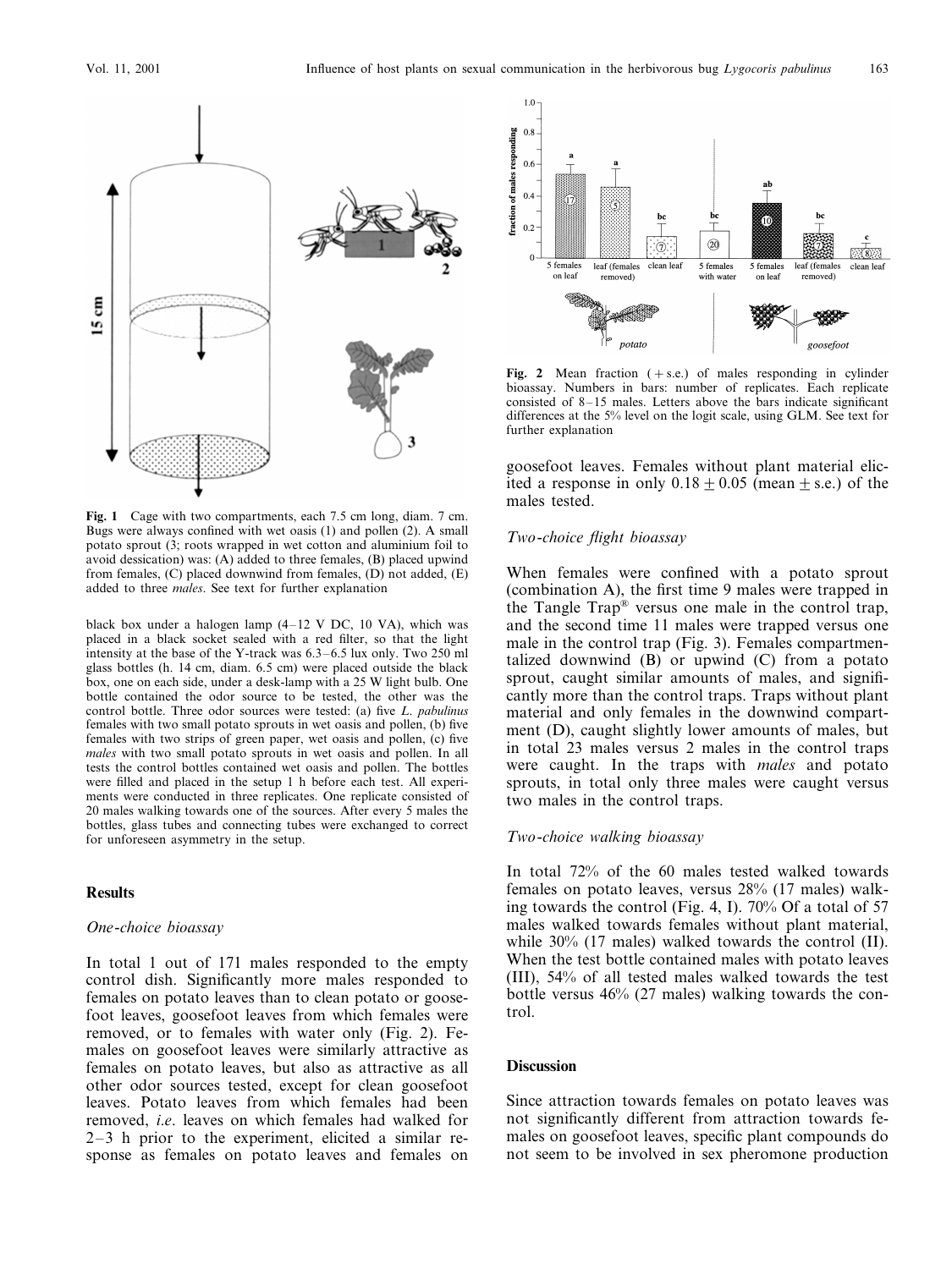**Fig. 1** Cage with two compartments, each 7.5 cm long, diam. 7 cm. Bugs were always confined with wet oasis (1) and pollen (2). A small potato sprout (3; roots wrapped in wet cotton and aluminium foil to avoid dessication) was: (A) added to three females, (B) placed upwind from females, (C) placed downwind from females, (D) not added, (E) added to three *males*. See text for further explanation

black box under a halogen lamp (4–12 V DC, 10 VA), which was placed in a black socket sealed with a red filter, so that the light intensity at the base of the Y-track was 6.3–6.5 lux only. Two 250 ml glass bottles (h. 14 cm, diam. 6.5 cm) were placed outside the black box, one on each side, under a desk-lamp with a 25 W light bulb. One bottle contained the odor source to be tested, the other was the control bottle. Three odor sources were tested: (a) five *L. pabulinus* females with two small potato sprouts in wet oasis and pollen, (b) five females with two strips of green paper, wet oasis and pollen, (c) five *males* with two small potato sprouts in wet oasis and pollen. In all tests the control bottles contained wet oasis and pollen. The bottles were filled and placed in the setup 1 h before each test. All experiments were conducted in three replicates. One replicate consisted of 20 males walking towards one of the sources. After every 5 males the bottles, glass tubes and connecting tubes were exchanged to correct for unforeseen asymmetry in the setup.

## Results

### *One-choice bioassay*

In total 1 out of 171 males responded to the empty control dish. Significantly more males responded to females on potato leaves than to clean potato or goosefoot leaves, goosefoot leaves from which females were removed, or to females with water only (Fig. 2). Females on goosefoot leaves were similarly attractive as females on potato leaves, but also as attractive as all other odor sources tested, except for clean goosefoot leaves. Potato leaves from which females had been removed, *i.e*. leaves on which females had walked for 2–3 h prior to the experiment, elicited a similar response as females on potato leaves and females on goosefoot leaves. Females without plant material elicited a response in only $0.18 \pm 0.05$ (mean $\pm$ s.e.) of the males tested.

**Fig. 2** Mean fraction (+s.e.) of males responding in cylinder bioassay. Numbers in bars: number of replicates. Each replicate consisted of 8–15 males. Letters above the bars indicate significant differences at the 5% level on the logit scale, using GLM. See text for further explanation

### *Two-choice flight bioassay*

When females were confined with a potato sprout (combination A), the first time 9 males were trapped in the Tangle Trap® versus one male in the control trap, and the second time 11 males were trapped versus one male in the control trap (Fig. 3). Females compartmentalized downwind (B) or upwind (C) from a potato sprout, caught similar amounts of males, and significantly more than the control traps. Traps without plant material and only females in the downwind compartment (D), caught slightly lower amounts of males, but in total 23 males versus 2 males in the control traps were caught. In the traps with *males* and potato sprouts, in total only three males were caught versus two males in the control traps.

### *Two-choice walking bioassay*

In total 72% of the 60 males tested walked towards females on potato leaves, versus 28% (17 males) walking towards the control (Fig. 4, I). 70% Of a total of 57 males walked towards females without plant material, while 30% (17 males) walked towards the control (II). When the test bottle contained males with potato leaves (III), 54% of all tested males walked towards the test bottle versus 46% (27 males) walking towards the control.

## Discussion

Since attraction towards females on potato leaves was not significantly different from attraction towards females on goosefoot leaves, specific plant compounds do not seem to be involved in sex pheromone production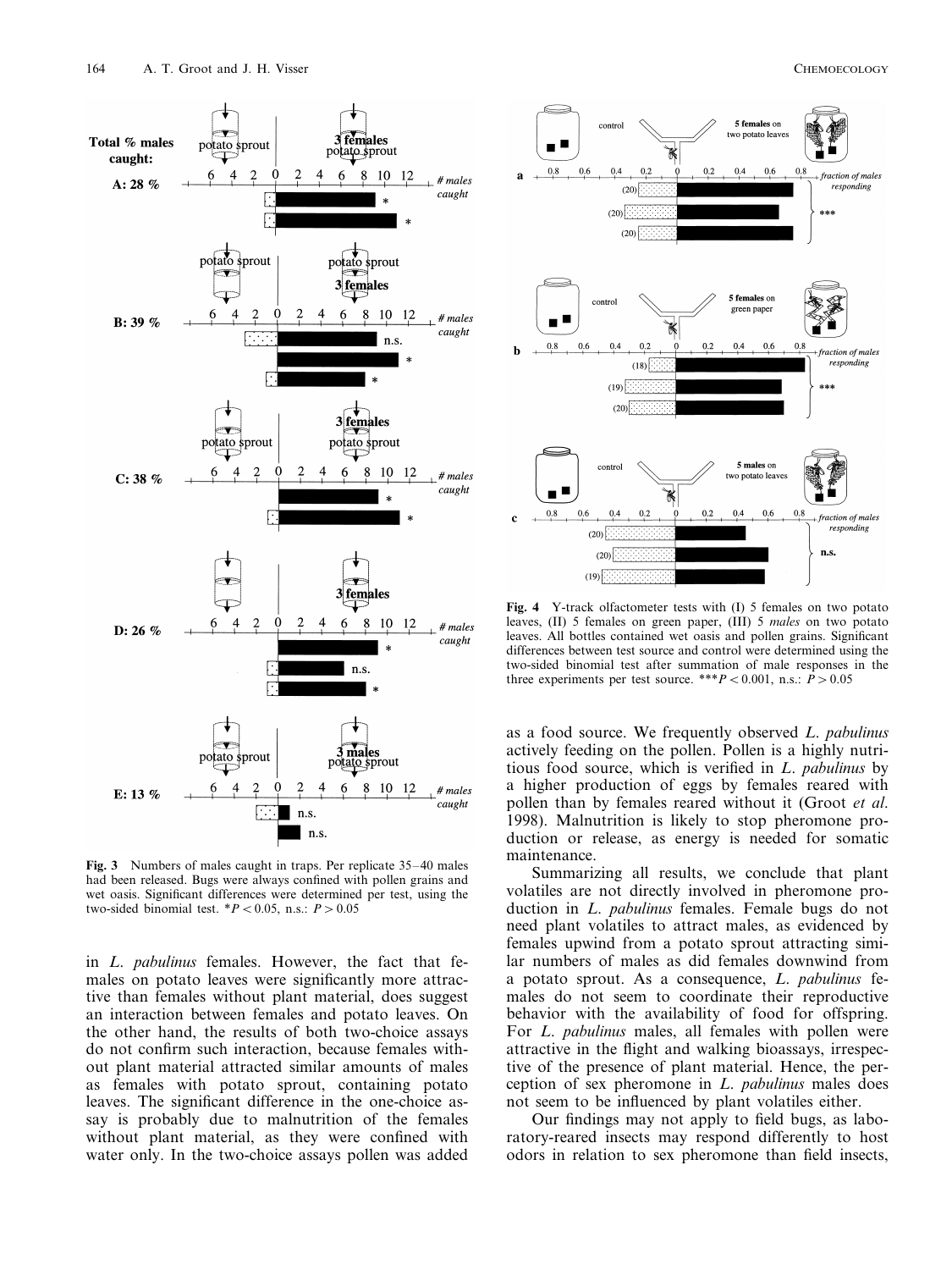**Fig. 3** Numbers of males caught in traps. Per replicate 35–40 males had been released. Bugs were always confined with pollen grains and wet oasis. Significant differences were determined per test, using the two-sided binomial test. *$P < 0.05$, n.s.: $P > 0.05$

**Fig. 4** Y-track olfactometer tests with (I) 5 females on two potato leaves, (II) 5 females on green paper, (III) 5 *males* on two potato leaves. All bottles contained wet oasis and pollen grains. Significant differences between test source and control were determined using the two-sided binomial test after summation of male responses in the three experiments per test source. ***$P < 0.001$, n.s.: $P > 0.05$

in *L. pabulinus* females. However, the fact that females on potato leaves were significantly more attractive than females without plant material, does suggest an interaction between females and potato leaves. On the other hand, the results of both two-choice assays do not confirm such interaction, because females without plant material attracted similar amounts of males as females with potato sprout, containing potato leaves. The significant difference in the one-choice assay is probably due to malnutrition of the females without plant material, as they were confined with water only. In the two-choice assays pollen was added as a food source. We frequently observed *L. pabulinus* actively feeding on the pollen. Pollen is a highly nutritious food source, which is verified in *L. pabulinus* by a higher production of eggs by females reared with pollen than by females reared without it (Groot *et al.* 1998). Malnutrition is likely to stop pheromone production or release, as energy is needed for somatic maintenance.

Summarizing all results, we conclude that plant volatiles are not directly involved in pheromone production in *L. pabulinus* females. Female bugs do not need plant volatiles to attract males, as evidenced by females upwind from a potato sprout attracting similar numbers of males as did females downwind from a potato sprout. As a consequence, *L. pabulinus* females do not seem to coordinate their reproductive behavior with the availability of food for offspring. For *L. pabulinus* males, all females with pollen were attractive in the flight and walking bioassays, irrespective of the presence of plant material. Hence, the perception of sex pheromone in *L. pabulinus* males does not seem to be influenced by plant volatiles either.

Our findings may not apply to field bugs, as laboratory-reared insects may respond differently to host odors in relation to sex pheromone than field insects,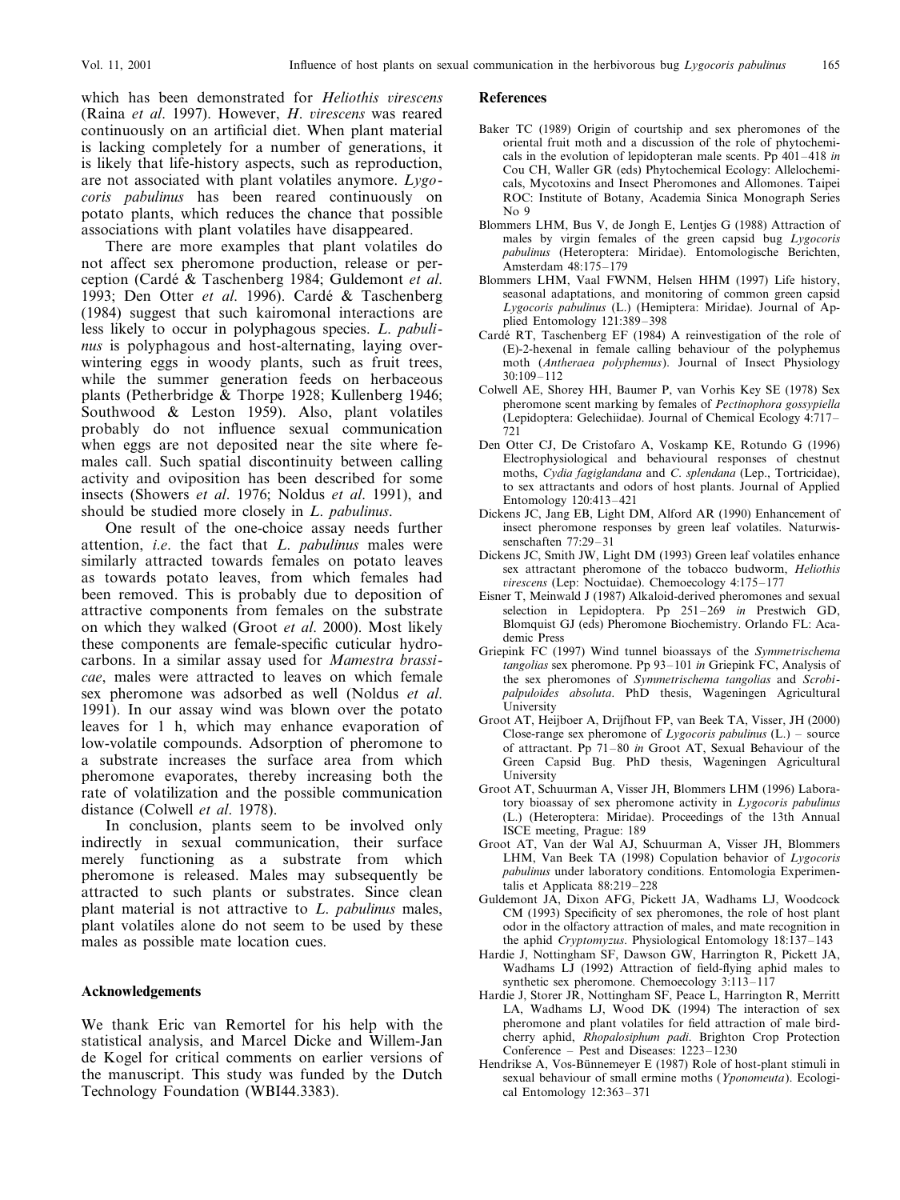which has been demonstrated for *Heliothis virescens* (Raina *et al*. 1997). However, *H. virescens* was reared continuously on an artificial diet. When plant material is lacking completely for a number of generations, it is likely that life-history aspects, such as reproduction, are not associated with plant volatiles anymore. *Lygocoris pabulinus* has been reared continuously on potato plants, which reduces the chance that possible associations with plant volatiles have disappeared.

There are more examples that plant volatiles do not affect sex pheromone production, release or perception (Cardé & Taschenberg 1984; Guldemont *et al*. 1993; Den Otter *et al*. 1996). Cardé & Taschenberg (1984) suggest that such kairomonal interactions are less likely to occur in polyphagous species. *L. pabulinus* is polyphagous and host-alternating, laying overwintering eggs in woody plants, such as fruit trees, while the summer generation feeds on herbaceous plants (Petherbridge & Thorpe 1928; Kullenberg 1946; Southwood & Leston 1959). Also, plant volatiles probably do not influence sexual communication when eggs are not deposited near the site where females call. Such spatial discontinuity between calling activity and oviposition has been described for some insects (Showers *et al*. 1976; Noldus *et al*. 1991), and should be studied more closely in *L. pabulinus*.

One result of the one-choice assay needs further attention, *i.e*. the fact that *L. pabulinus* males were similarly attracted towards females on potato leaves as towards potato leaves, from which females had been removed. This is probably due to deposition of attractive components from females on the substrate on which they walked (Groot *et al*. 2000). Most likely these components are female-specific cuticular hydrocarbons. In a similar assay used for *Mamestra brassicae*, males were attracted to leaves on which female sex pheromone was adsorbed as well (Noldus *et al*. 1991). In our assay wind was blown over the potato leaves for 1 h, which may enhance evaporation of low-volatile compounds. Adsorption of pheromone to a substrate increases the surface area from which pheromone evaporates, thereby increasing both the rate of volatilization and the possible communication distance (Colwell *et al*. 1978).

In conclusion, plants seem to be involved only indirectly in sexual communication, their surface merely functioning as a substrate from which pheromone is released. Males may subsequently be attracted to such plants or substrates. Since clean plant material is not attractive to *L. pabulinus* males, plant volatiles alone do not seem to be used by these males as possible mate location cues.

## Acknowledgements

We thank Eric van Remortel for his help with the statistical analysis, and Marcel Dicke and Willem-Jan de Kogel for critical comments on earlier versions of the manuscript. This study was funded by the Dutch Technology Foundation (WBI44.3383).

## References

Baker TC (1989) Origin of courtship and sex pheromones of the oriental fruit moth and a discussion of the role of phytochemicals in the evolution of lepidopteran male scents. Pp 401–418 *in* Cou CH, Waller GR (eds) Phytochemical Ecology: Allelochemicals, Mycotoxins and Insect Pheromones and Allomones. Taipei ROC: Institute of Botany, Academia Sinica Monograph Series No 9

Blommers LHM, Bus V, de Jongh E, Lentjes G (1988) Attraction of males by virgin females of the green capsid bug *Lygocoris pabulinus* (Heteroptera: Miridae). Entomologische Berichten, Amsterdam 48:175–179

Blommers LHM, Vaal FWNM, Helsen HHM (1997) Life history, seasonal adaptations, and monitoring of common green capsid *Lygocoris pabulinus* (L.) (Hemiptera: Miridae). Journal of Applied Entomology 121:389–398

Cardé RT, Taschenberg EF (1984) A reinvestigation of the role of (E)-2-hexenal in female calling behaviour of the polyphemus moth (*Antheraea polyphemus*). Journal of Insect Physiology 30:109–112

Colwell AE, Shorey HH, Baumer P, van Vorhis Key SE (1978) Sex pheromone scent marking by females of *Pectinophora gossypiella* (Lepidoptera: Gelechiidae). Journal of Chemical Ecology 4:717–721

Den Otter CJ, De Cristofaro A, Voskamp KE, Rotundo G (1996) Electrophysiological and behavioural responses of chestnut moths, *Cydia fagiglandana* and *C. splendana* (Lep., Tortricidae), to sex attractants and odors of host plants. Journal of Applied Entomology 120:413–421

Dickens JC, Jang EB, Light DM, Alford AR (1990) Enhancement of insect pheromone responses by green leaf volatiles. Naturwissenschaften 77:29–31

Dickens JC, Smith JW, Light DM (1993) Green leaf volatiles enhance sex attractant pheromone of the tobacco budworm, *Heliothis virescens* (Lep: Noctuidae). Chemoecology 4:175–177

Eisner T, Meinwald J (1987) Alkaloid-derived pheromones and sexual selection in Lepidoptera. Pp 251–269 *in* Prestwich GD, Blomquist GJ (eds) Pheromone Biochemistry. Orlando FL: Academic Press

Griepink FC (1997) Wind tunnel bioassays of the *Symmetrischema tangolias* sex pheromone. Pp 93–101 *in* Griepink FC, Analysis of the sex pheromones of *Symmetrischema tangolias* and *Scrobipalpuloides absoluta*. PhD thesis, Wageningen Agricultural University

Groot AT, Heijboer A, Drijfhout FP, van Beek TA, Visser, JH (2000) Close-range sex pheromone of *Lygocoris pabulinus* (L.) – source of attractant. Pp 71–80 *in* Groot AT, Sexual Behaviour of the Green Capsid Bug. PhD thesis, Wageningen Agricultural University

Groot AT, Schuurman A, Visser JH, Blommers LHM (1996) Laboratory bioassay of sex pheromone activity in *Lygocoris pabulinus* (L.) (Heteroptera: Miridae). Proceedings of the 13th Annual ISCE meeting, Prague: 189

Groot AT, Van der Wal AJ, Schuurman A, Visser JH, Blommers LHM, Van Beek TA (1998) Copulation behavior of *Lygocoris pabulinus* under laboratory conditions. Entomologia Experimentalis et Applicata 88:219–228

Guldemont JA, Dixon AFG, Pickett JA, Wadhams LJ, Woodcock CM (1993) Specificity of sex pheromones, the role of host plant odor in the olfactory attraction of males, and mate recognition in the aphid *Cryptomyzus*. Physiological Entomology 18:137–143

Hardie J, Nottingham SF, Dawson GW, Harrington R, Pickett JA, Wadhams LJ (1992) Attraction of field-flying aphid males to synthetic sex pheromone. Chemoecology 3:113–117

Hardie J, Storer JR, Nottingham SF, Peace L, Harrington R, Merritt LA, Wadhams LJ, Wood DK (1994) The interaction of sex pheromone and plant volatiles for field attraction of male bird-cherry aphid, *Rhopalosiphum padi*. Brighton Crop Protection Conference – Pest and Diseases: 1223–1230

Hendrikse A, Vos-Bünnemeyer E (1987) Role of host-plant stimuli in sexual behaviour of small ermine moths (*Yponomeuta*). Ecological Entomology 12:363–371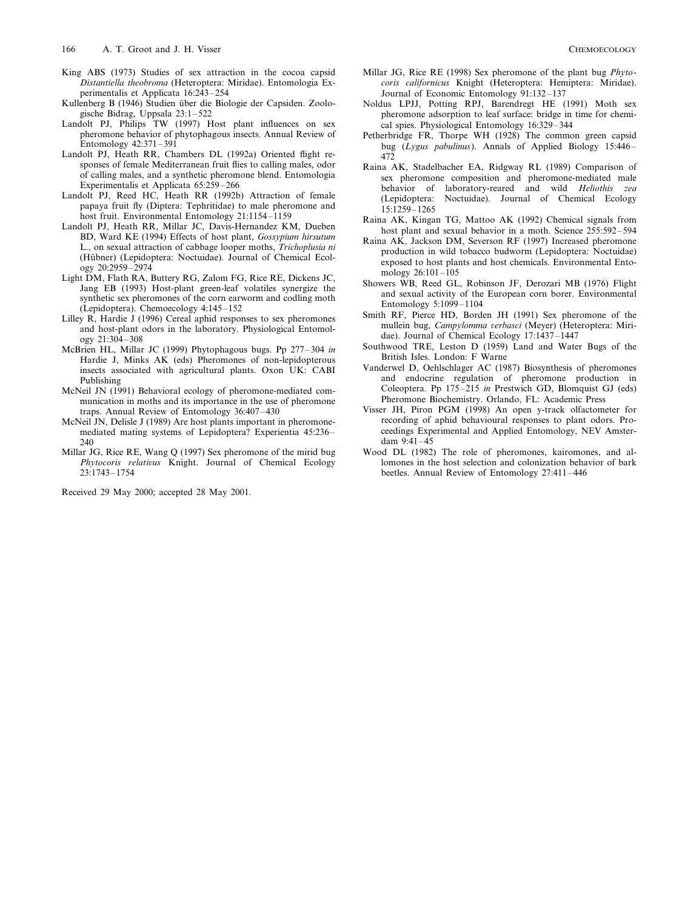King ABS (1973) Studies of sex attraction in the cocoa capsid *Distantiella theobroma* (Heteroptera: Miridae). Entomologia Experimentalis et Applicata 16:243–254

Kullenberg B (1946) Studien über die Biologie der Capsiden. Zoologische Bidrag, Uppsala 23:1–522

Landolt PJ, Philips TW (1997) Host plant influences on sex pheromone behavior of phytophagous insects. Annual Review of Entomology 42:371–391

Landolt PJ, Heath RR, Chambers DL (1992a) Oriented flight responses of female Mediterranean fruit flies to calling males, odor of calling males, and a synthetic pheromone blend. Entomologia Experimentalis et Applicata 65:259–266

Landolt PJ, Reed HC, Heath RR (1992b) Attraction of female papaya fruit fly (Diptera: Tephritidae) to male pheromone and host fruit. Environmental Entomology 21:1154–1159

Landolt PJ, Heath RR, Millar JC, Davis-Hernandez KM, Dueben BD, Ward KE (1994) Effects of host plant, *Gossypium hirsutum* L., on sexual attraction of cabbage looper moths, *Trichoplusia ni* (Hübner) (Lepidoptera: Noctuidae). Journal of Chemical Ecology 20:2959–2974

Light DM, Flath RA, Buttery RG, Zalom FG, Rice RE, Dickens JC, Jang EB (1993) Host-plant green-leaf volatiles synergize the synthetic sex pheromones of the corn earworm and codling moth (Lepidoptera). Chemoecology 4:145–152

Lilley R, Hardie J (1996) Cereal aphid responses to sex pheromones and host-plant odors in the laboratory. Physiological Entomology 21:304–308

McBrien HL, Millar JC (1999) Phytophagous bugs. Pp 277–304 *in* Hardie J, Minks AK (eds) Pheromones of non-lepidopterous insects associated with agricultural plants. Oxon UK: CABI Publishing

McNeil JN (1991) Behavioral ecology of pheromone-mediated communication in moths and its importance in the use of pheromone traps. Annual Review of Entomology 36:407–430

McNeil JN, Delisle J (1989) Are host plants important in pheromone-mediated mating systems of Lepidoptera? Experientia 45:236–240

Millar JG, Rice RE, Wang Q (1997) Sex pheromone of the mirid bug *Phytocoris relativus* Knight. Journal of Chemical Ecology 23:1743–1754

Received 29 May 2000; accepted 28 May 2001.

Millar JG, Rice RE (1998) Sex pheromone of the plant bug *Phytocoris californicus* Knight (Heteroptera: Hemiptera: Miridae). Journal of Economic Entomology 91:132–137

Noldus LPJJ, Potting RPJ, Barendregt HE (1991) Moth sex pheromone adsorption to leaf surface: bridge in time for chemical spies. Physiological Entomology 16:329–344

Petherbridge FR, Thorpe WH (1928) The common green capsid bug (*Lygus pabulinus*). Annals of Applied Biology 15:446–472

Raina AK, Stadelbacher EA, Ridgway RL (1989) Comparison of sex pheromone composition and pheromone-mediated male behavior of laboratory-reared and wild *Heliothis zea* (Lepidoptera: Noctuidae). Journal of Chemical Ecology 15:1259–1265

Raina AK, Kingan TG, Mattoo AK (1992) Chemical signals from host plant and sexual behavior in a moth. Science 255:592–594

Raina AK, Jackson DM, Severson RF (1997) Increased pheromone production in wild tobacco budworm (Lepidoptera: Noctuidae) exposed to host plants and host chemicals. Environmental Entomology 26:101–105

Showers WB, Reed GL, Robinson JF, Derozari MB (1976) Flight and sexual activity of the European corn borer. Environmental Entomology 5:1099–1104

Smith RF, Pierce HD, Borden JH (1991) Sex pheromone of the mullein bug, *Campylomma verbasci* (Meyer) (Heteroptera: Miridae). Journal of Chemical Ecology 17:1437–1447

Southwood TRE, Leston D (1959) Land and Water Bugs of the British Isles. London: F Warne

Vanderwel D, Oehlschlager AC (1987) Biosynthesis of pheromones and endocrine regulation of pheromone production in Coleoptera. Pp 175–215 *in* Prestwich GD, Blomquist GJ (eds) Pheromone Biochemistry. Orlando, FL: Academic Press

Visser JH, Piron PGM (1998) An open y-track olfactometer for recording of aphid behavioural responses to plant odors. Proceedings Experimental and Applied Entomology, NEV Amsterdam 9:41–45

Wood DL (1982) The role of pheromones, kairomones, and allomones in the host selection and colonization behavior of bark beetles. Annual Review of Entomology 27:411–446